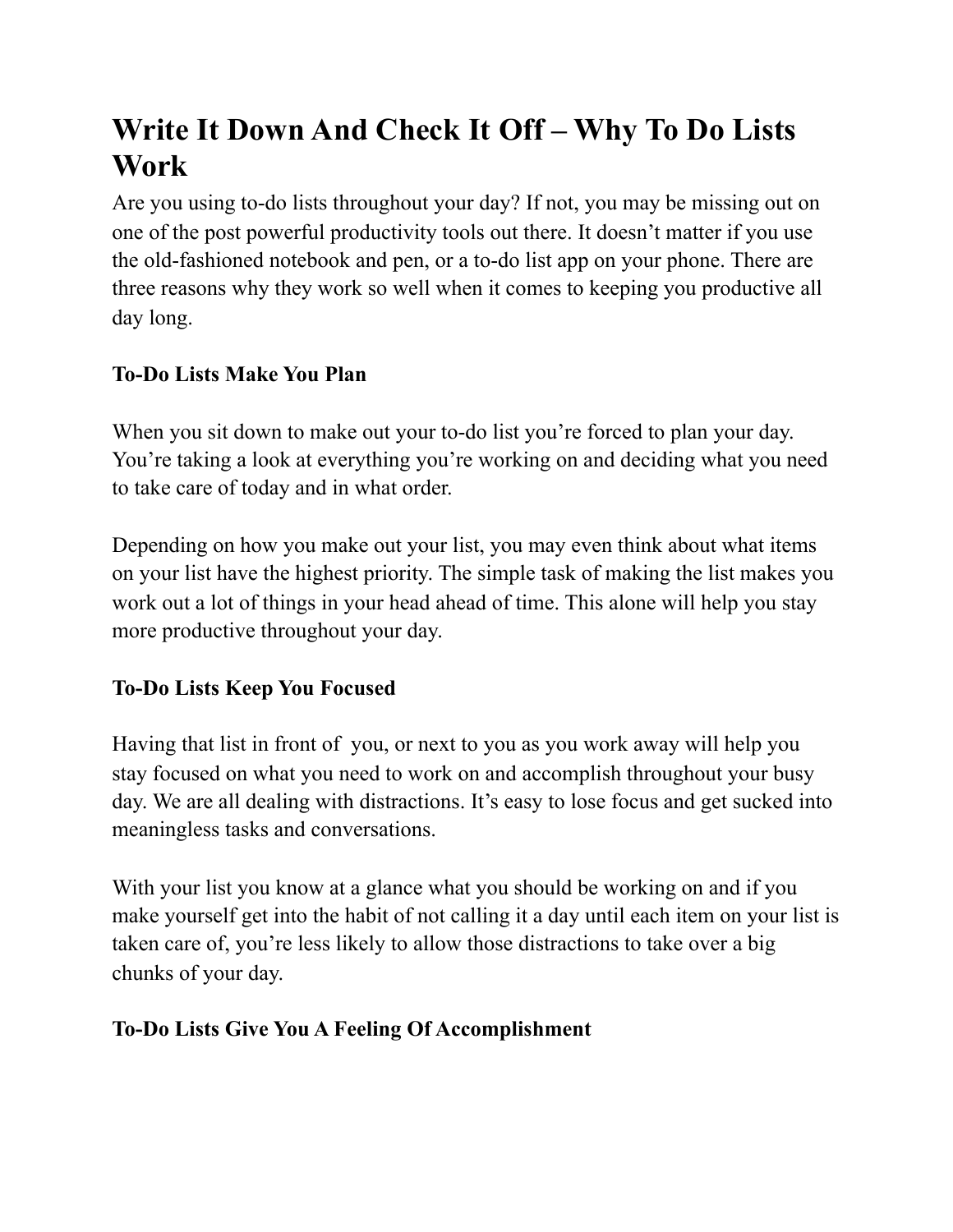# Write It Down And Check It Off – Why To Do Lists Work

Are you using to-do lists throughout your day? If not, you may be missing out on one of the post powerful productivity tools out there. It doesn't matter if you use the old-fashioned notebook and pen, or a to-do list app on your phone. There are three reasons why they work so well when it comes to keeping you productive all day long.

**To-Do Lists Make You Plan**

When you sit down to make out your to-do list you're forced to plan your day. You're taking a look at everything you're working on and deciding what you need to take care of today and in what order.

Depending on how you make out your list, you may even think about what items on your list have the highest priority. The simple task of making the list makes you work out a lot of things in your head ahead of time. This alone will help you stay more productive throughout your day.

**To-Do Lists Keep You Focused**

Having that list in front of you, or next to you as you work away will help you stay focused on what you need to work on and accomplish throughout your busy day. We are all dealing with distractions. It's easy to lose focus and get sucked into meaningless tasks and conversations.

With your list you know at a glance what you should be working on and if you make yourself get into the habit of not calling it a day until each item on your list is taken care of, you're less likely to allow those distractions to take over a big chunks of your day.

**To-Do Lists Give You A Feeling Of Accomplishment**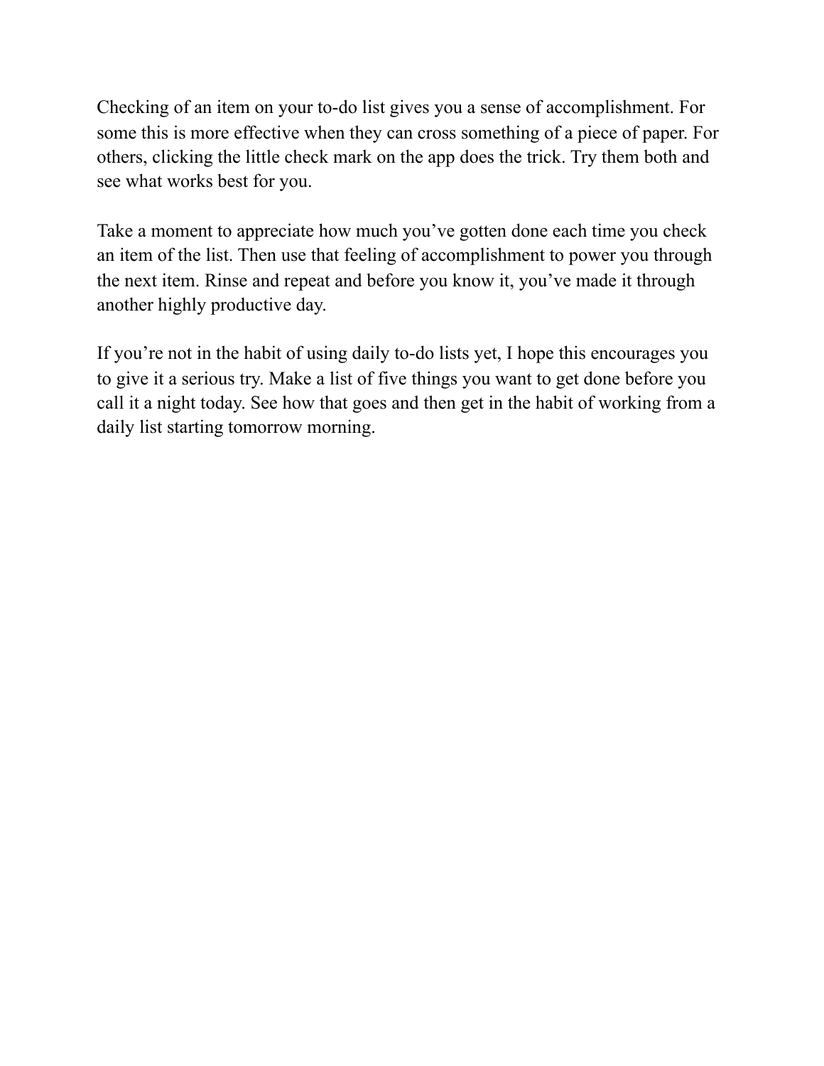Checking of an item on your to-do list gives you a sense of accomplishment. For some this is more effective when they can cross something of a piece of paper. For others, clicking the little check mark on the app does the trick. Try them both and see what works best for you.

Take a moment to appreciate how much you've gotten done each time you check an item of the list. Then use that feeling of accomplishment to power you through the next item. Rinse and repeat and before you know it, you've made it through another highly productive day.

If you're not in the habit of using daily to-do lists yet, I hope this encourages you to give it a serious try. Make a list of five things you want to get done before you call it a night today. See how that goes and then get in the habit of working from a daily list starting tomorrow morning.